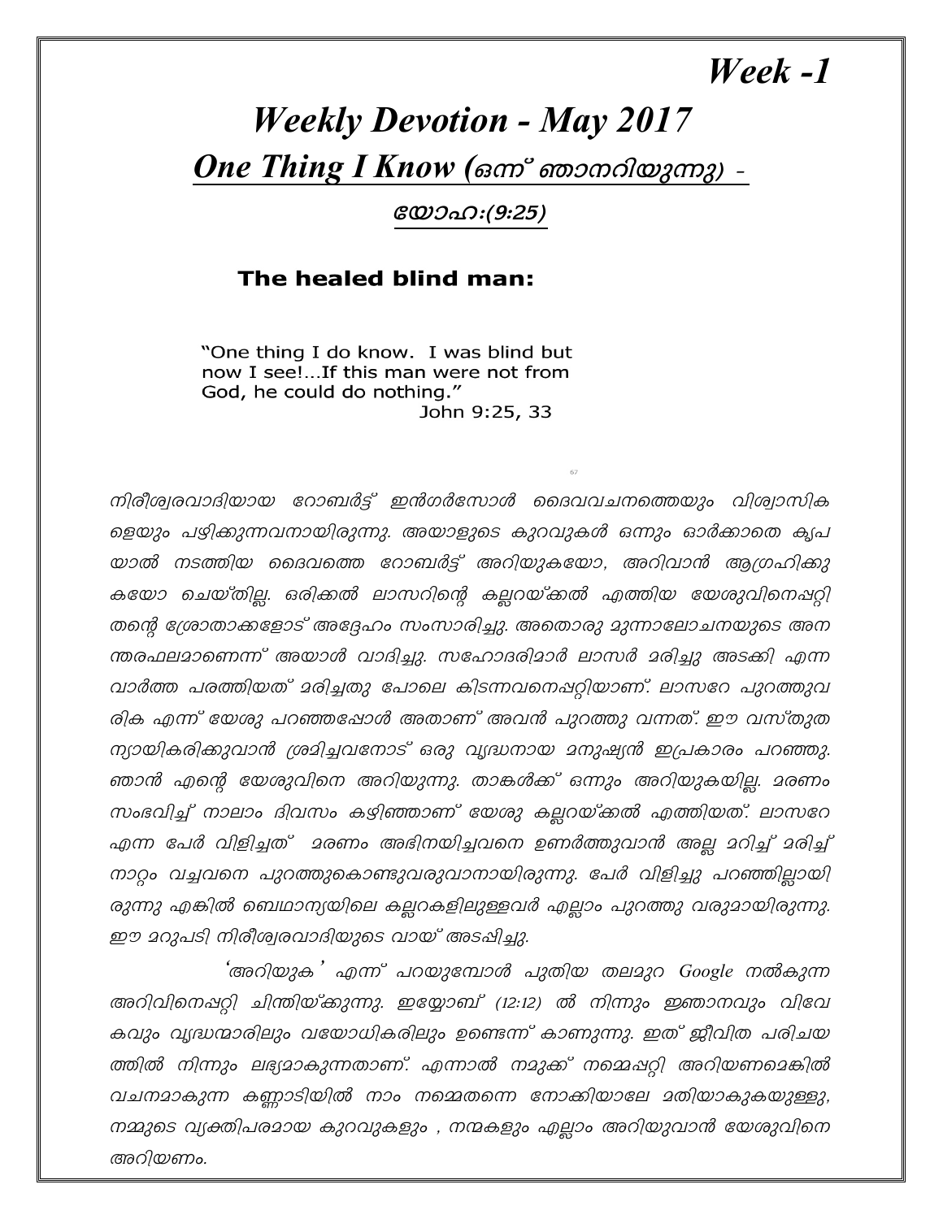*Week -1*

# *Weekly Devotion - May 2017*

## ***One Thing I Know** (ഒന്ന് ഞാനറിയുന്നു) -*

### *യോഹ:(9:25)*

**The healed blind man:**

"One thing I do know. I was blind but now I see!...If this man were not from God, he could do nothing."
John 9:25, 33

*നിരീശ്വരവാദിയായ റോബർട്ട് ഇൻഗർസോൾ ദൈവവചനത്തെയും വിശ്വാസികളെയും പഴിക്കുന്നവനായിരുന്നു. അയാളുടെ കുറവുകൾ ഒന്നും ഓർക്കാതെ കൃപയാൽ നടത്തിയ ദൈവത്തെ റോബർട്ട് അറിയുകയോ, അറിവാൻ ആഗ്രഹിക്കുകയോ ചെയ്തില്ല. ഒരിക്കൽ ലാസറിന്റെ കല്ലറയ്ക്കൽ എത്തിയ യേശുവിനെപ്പറ്റി തന്റെ ശ്രോതാക്കളോട് അദ്ദേഹം സംസാരിച്ചു. അതൊരു മുന്നാലോചനയുടെ അനന്തരഫലമാണെന്ന് അയാൾ വാദിച്ചു. സഹോദരിമാർ ലാസർ മരിച്ചു അടക്കി എന്ന വാർത്ത പരത്തിയത് മരിച്ചതു പോലെ കിടന്നവനെപ്പറ്റിയാണ്. ലാസറേ പുറത്തുവരിക എന്ന് യേശു പറഞ്ഞപ്പോൾ അതാണ് അവൻ പുറത്തു വന്നത്. ഈ വസ്തുത ന്യായികരിക്കുവാൻ ശ്രമിച്ചവനോട് ഒരു വൃദ്ധനായ മനുഷ്യൻ ഇപ്രകാരം പറഞ്ഞു. ഞാൻ എന്റെ യേശുവിനെ അറിയുന്നു. താങ്കൾക്ക് ഒന്നും അറിയുകയില്ല. മരണം സംഭവിച്ച് നാലാം ദിവസം കഴിഞ്ഞാണ് യേശു കല്ലറയ്ക്കൽ എത്തിയത്. ലാസറേ എന്ന പേർ വിളിച്ചത് മരണം അഭിനയിച്ചവനെ ഉണർത്തുവാൻ അല്ല മറിച്ച് മരിച്ച് നാറ്റം വച്ചവനെ പുറത്തുകൊണ്ടുവരുവാനായിരുന്നു. പേർ വിളിച്ചു പറഞ്ഞില്ലായിരുന്നു എങ്കിൽ ബെഥാന്യയിലെ കല്ലറകളിലുള്ളവർ എല്ലാം പുറത്തു വരുമായിരുന്നു. ഈ മറുപടി നിരീശ്വരവാദിയുടെ വായ് അടപ്പിച്ചു.*

*'അറിയുക' എന്ന് പറയുമ്പോൾ പുതിയ തലമുറ Google നൽകുന്ന അറിവിനെപ്പറ്റി ചിന്തിയ്ക്കുന്നു. ഇയ്യോബ് (12:12) ൽ നിന്നും ജ്ഞാനവും വിവേകവും വൃദ്ധന്മാരിലും വയോധികരിലും ഉണ്ടെന്ന് കാണുന്നു. ഇത് ജീവിത പരിചയത്തിൽ നിന്നും ലഭ്യമാകുന്നതാണ്. എന്നാൽ നമുക്ക് നമ്മെപ്പറ്റി അറിയണമെങ്കിൽ വചനമാകുന്ന കണ്ണാടിയിൽ നാം നമ്മെതന്നെ നോക്കിയാലേ മതിയാകുകയുള്ളു, നമ്മുടെ വ്യക്തിപരമായ കുറവുകളും , നന്മകളും എല്ലാം അറിയുവാൻ യേശുവിനെ അറിയണം.*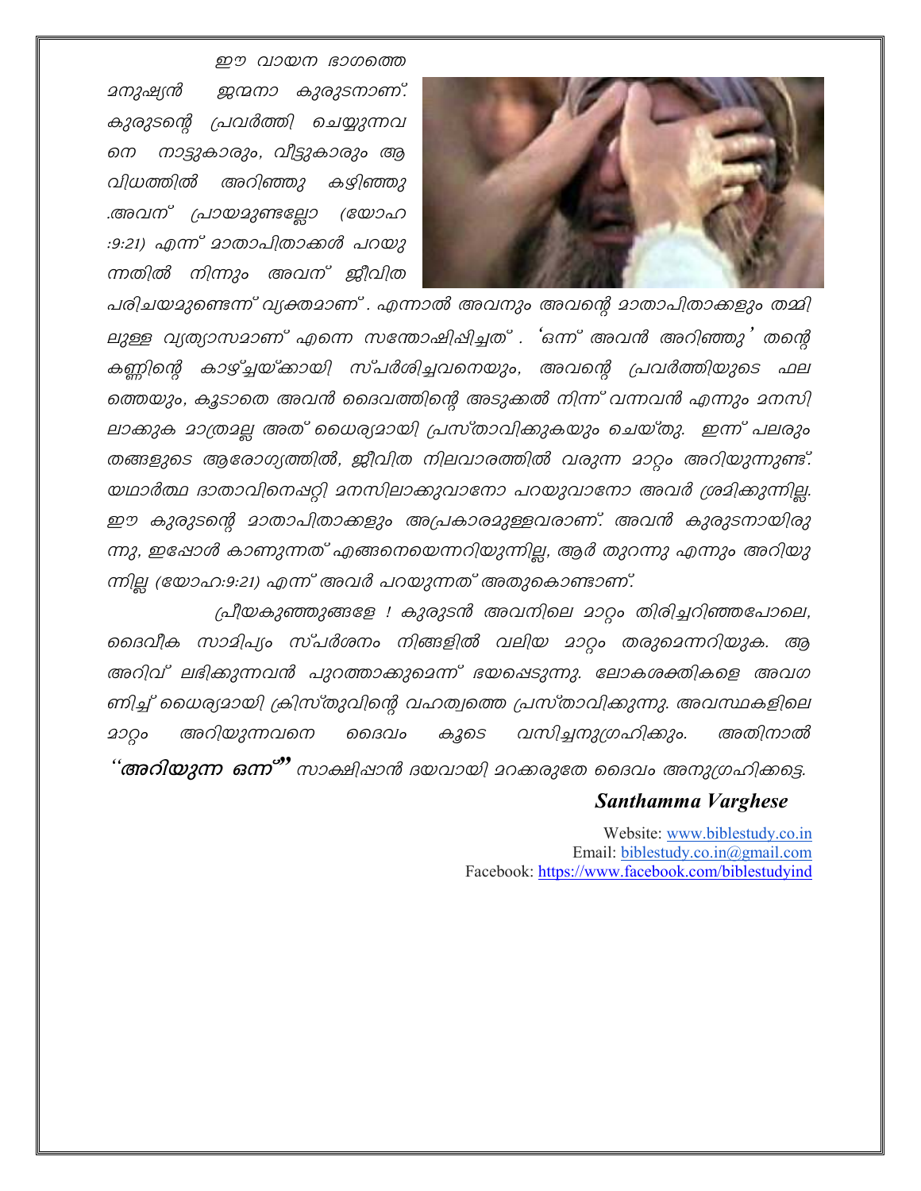*ഈ വായന ഭാഗത്തെ മനുഷ്യൻ ജന്മനാ കുരുടനാണ്. കുരുടന്റെ പ്രവർത്തി ചെയ്യുന്നവനെ നാട്ടുകാരും, വീട്ടുകാരും ആ വിധത്തിൽ അറിഞ്ഞു കഴിഞ്ഞു .അവന് പ്രായമുണ്ടല്ലോ (യോഹ :9:21) എന്ന് മാതാപിതാക്കൾ പറയുന്നതിൽ നിന്നും അവന് ജീവിത പരിചയമുണ്ടെന്ന് വ്യക്തമാണ് . എന്നാൽ അവനും അവന്റെ മാതാപിതാക്കളും തമ്മിലുള്ള വ്യത്യാസമാണ് എന്നെ സന്തോഷിപ്പിച്ചത് . 'ഒന്ന് അവൻ അറിഞ്ഞു ' തന്റെ കണ്ണിന്റെ കാഴ്ച്ചയ്ക്കായി സ്പർശിച്ചവനെയും, അവന്റെ പ്രവർത്തിയുടെ ഫലത്തെയും, കൂടാതെ അവൻ ദൈവത്തിന്റെ അടുക്കൽ നിന്ന് വന്നവൻ എന്നും മനസിലാക്കുക മാത്രമല്ല അത് ധൈര്യമായി പ്രസ്താവിക്കുകയും ചെയ്തു. ഇന്ന് പലരും തങ്ങളുടെ ആരോഗ്യത്തിൽ, ജീവിത നിലവാരത്തിൽ വരുന്ന മാറ്റം അറിയുന്നുണ്ട്. യഥാർത്ഥ ദാതാവിനെപ്പറ്റി മനസിലാക്കുവാനോ പറയുവാനോ അവർ ശ്രമിക്കുന്നില്ല. ഈ കുരുടന്റെ മാതാപിതാക്കളും അപ്രകാരമുള്ളവരാണ്. അവൻ കുരുടനായിരുന്നു, ഇപ്പോൾ കാണുന്നത് എങ്ങനെയെന്നറിയുന്നില്ല, ആര് തുറന്നു എന്നും അറിയുന്നില്ല (യോഹ:9:21) എന്ന് അവർ പറയുന്നത് അതുകൊണ്ടാണ്.*

*പ്രിയകുഞ്ഞുങ്ങളേ ! കുരുടൻ അവനിലെ മാറ്റം തിരിച്ചറിഞ്ഞപോലെ, ദൈവീക സാമിപ്യം സ്പർശനം നിങ്ങളിൽ വലിയ മാറ്റം തരുമെന്നറിയുക. ആ അറിവ് ലഭിക്കുന്നവൻ പുറത്താക്കുമെന്ന് ഭയപ്പെടുന്നു. ലോകശക്തികളെ അവഗണിച്ച് ധൈര്യമായി ക്രിസ്തുവിന്റെ മഹത്വത്തെ പ്രസ്താവിക്കുന്നു. അവസ്ഥകളിലെ മാറ്റം അറിയുന്നവനെ ദൈവം കൂടെ വസിച്ചനുഗ്രഹിക്കും. അതിനാൽ "**അറിയുന്ന ഒന്ന്**" സാക്ഷിപ്പാൻ ദയവായി മറക്കരുതേ ദൈവം അനുഗ്രഹിക്കട്ടെ.*

***Santhamma Varghese***

Website: www.biblestudy.co.in
Email: biblestudy.co.in@gmail.com
Facebook: https://www.facebook.com/biblestudyind